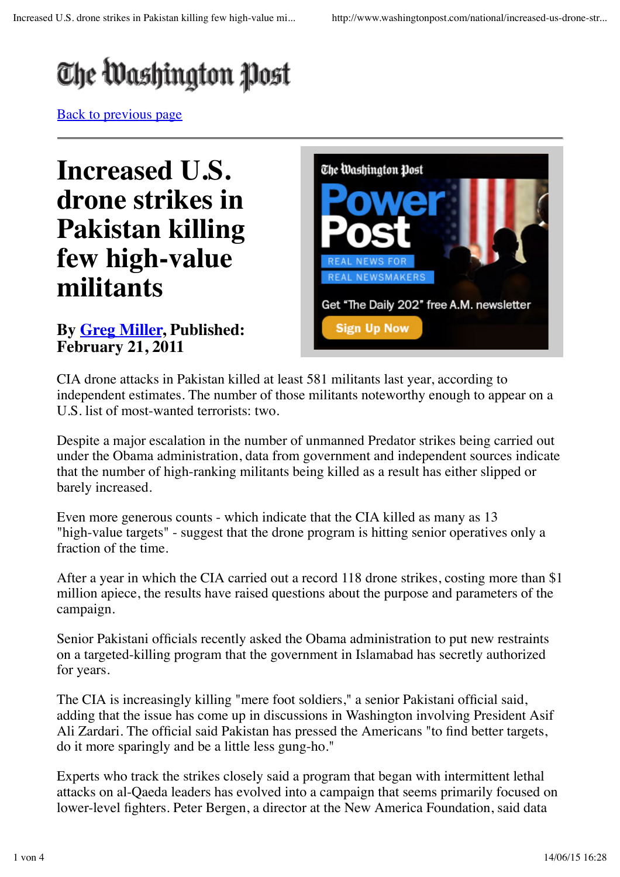# Increased U.S. drone strikes in Pakistan killing few high-value militants

**By Greg Miller, Published: February 21, 2011**

CIA drone attacks in Pakistan killed at least 581 militants last year, according to independent estimates. The number of those militants noteworthy enough to appear on a U.S. list of most-wanted terrorists: two.

Despite a major escalation in the number of unmanned Predator strikes being carried out under the Obama administration, data from government and independent sources indicate that the number of high-ranking militants being killed as a result has either slipped or barely increased.

Even more generous counts - which indicate that the CIA killed as many as 13 "high-value targets" - suggest that the drone program is hitting senior operatives only a fraction of the time.

After a year in which the CIA carried out a record 118 drone strikes, costing more than $1 million apiece, the results have raised questions about the purpose and parameters of the campaign.

Senior Pakistani officials recently asked the Obama administration to put new restraints on a targeted-killing program that the government in Islamabad has secretly authorized for years.

The CIA is increasingly killing "mere foot soldiers," a senior Pakistani official said, adding that the issue has come up in discussions in Washington involving President Asif Ali Zardari. The official said Pakistan has pressed the Americans "to find better targets, do it more sparingly and be a little less gung-ho."

Experts who track the strikes closely said a program that began with intermittent lethal attacks on al-Qaeda leaders has evolved into a campaign that seems primarily focused on lower-level fighters. Peter Bergen, a director at the New America Foundation, said data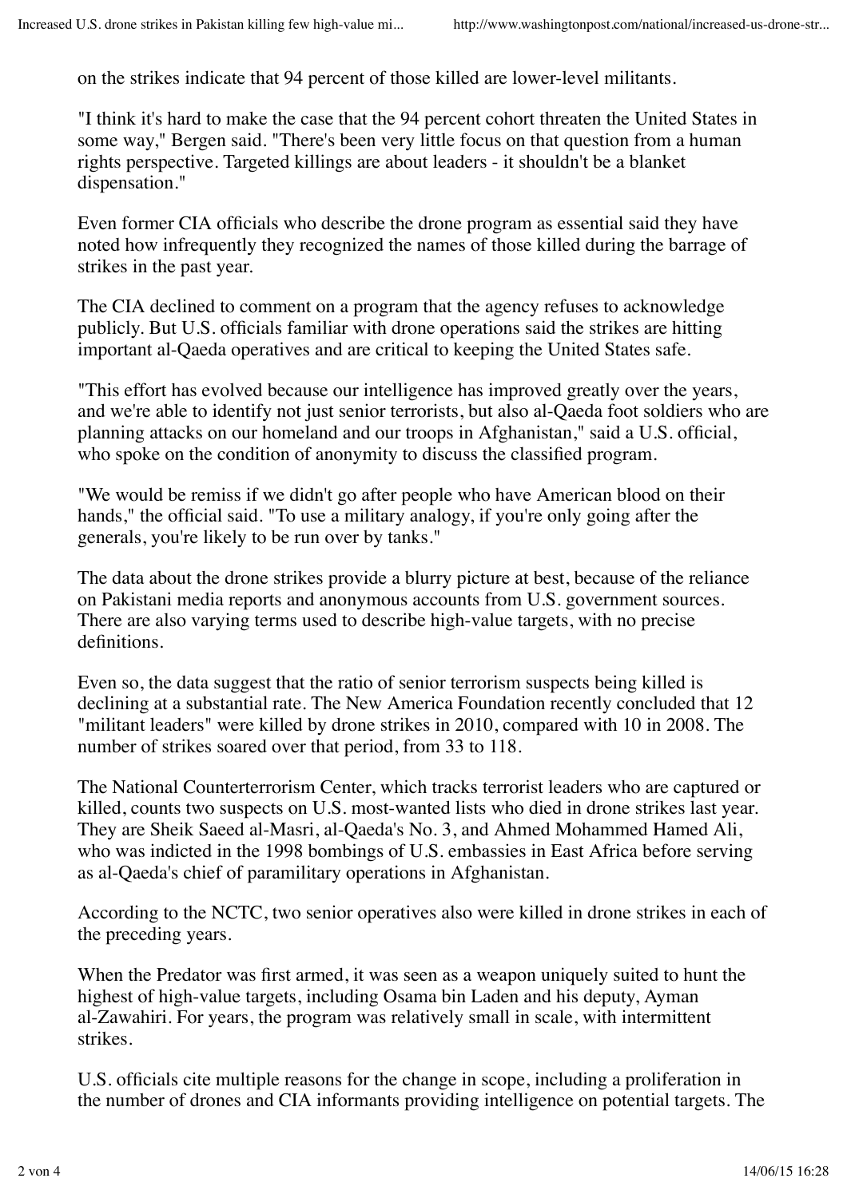on the strikes indicate that 94 percent of those killed are lower-level militants.

"I think it's hard to make the case that the 94 percent cohort threaten the United States in some way," Bergen said. "There's been very little focus on that question from a human rights perspective. Targeted killings are about leaders - it shouldn't be a blanket dispensation."

Even former CIA officials who describe the drone program as essential said they have noted how infrequently they recognized the names of those killed during the barrage of strikes in the past year.

The CIA declined to comment on a program that the agency refuses to acknowledge publicly. But U.S. officials familiar with drone operations said the strikes are hitting important al-Qaeda operatives and are critical to keeping the United States safe.

"This effort has evolved because our intelligence has improved greatly over the years, and we're able to identify not just senior terrorists, but also al-Qaeda foot soldiers who are planning attacks on our homeland and our troops in Afghanistan," said a U.S. official, who spoke on the condition of anonymity to discuss the classified program.

"We would be remiss if we didn't go after people who have American blood on their hands," the official said. "To use a military analogy, if you're only going after the generals, you're likely to be run over by tanks."

The data about the drone strikes provide a blurry picture at best, because of the reliance on Pakistani media reports and anonymous accounts from U.S. government sources. There are also varying terms used to describe high-value targets, with no precise definitions.

Even so, the data suggest that the ratio of senior terrorism suspects being killed is declining at a substantial rate. The New America Foundation recently concluded that 12 "militant leaders" were killed by drone strikes in 2010, compared with 10 in 2008. The number of strikes soared over that period, from 33 to 118.

The National Counterterrorism Center, which tracks terrorist leaders who are captured or killed, counts two suspects on U.S. most-wanted lists who died in drone strikes last year. They are Sheik Saeed al-Masri, al-Qaeda's No. 3, and Ahmed Mohammed Hamed Ali, who was indicted in the 1998 bombings of U.S. embassies in East Africa before serving as al-Qaeda's chief of paramilitary operations in Afghanistan.

According to the NCTC, two senior operatives also were killed in drone strikes in each of the preceding years.

When the Predator was first armed, it was seen as a weapon uniquely suited to hunt the highest of high-value targets, including Osama bin Laden and his deputy, Ayman al-Zawahiri. For years, the program was relatively small in scale, with intermittent strikes.

U.S. officials cite multiple reasons for the change in scope, including a proliferation in the number of drones and CIA informants providing intelligence on potential targets. The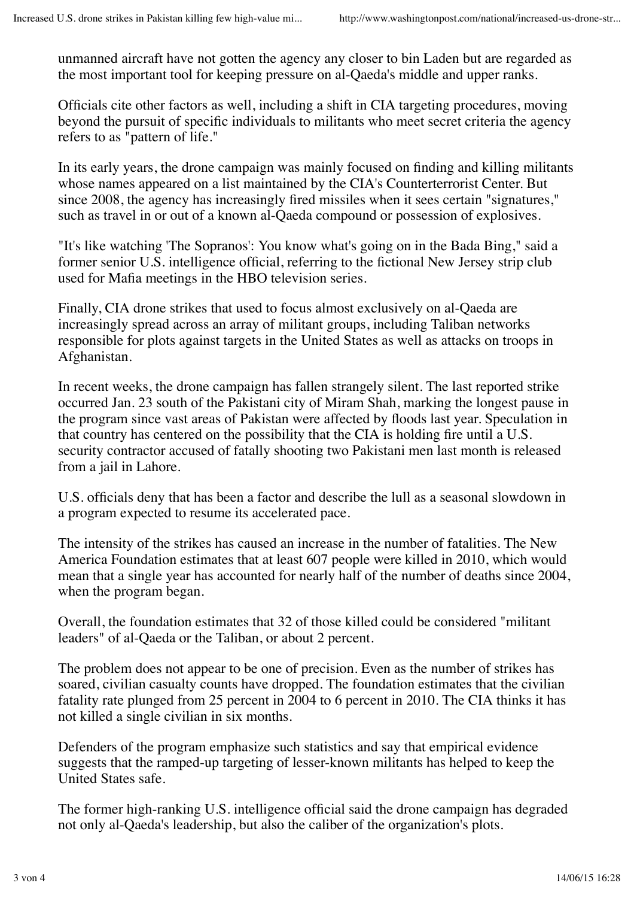unmanned aircraft have not gotten the agency any closer to bin Laden but are regarded as the most important tool for keeping pressure on al-Qaeda's middle and upper ranks.

Officials cite other factors as well, including a shift in CIA targeting procedures, moving beyond the pursuit of specific individuals to militants who meet secret criteria the agency refers to as "pattern of life."

In its early years, the drone campaign was mainly focused on finding and killing militants whose names appeared on a list maintained by the CIA's Counterterrorist Center. But since 2008, the agency has increasingly fired missiles when it sees certain "signatures," such as travel in or out of a known al-Qaeda compound or possession of explosives.

"It's like watching 'The Sopranos': You know what's going on in the Bada Bing," said a former senior U.S. intelligence official, referring to the fictional New Jersey strip club used for Mafia meetings in the HBO television series.

Finally, CIA drone strikes that used to focus almost exclusively on al-Qaeda are increasingly spread across an array of militant groups, including Taliban networks responsible for plots against targets in the United States as well as attacks on troops in Afghanistan.

In recent weeks, the drone campaign has fallen strangely silent. The last reported strike occurred Jan. 23 south of the Pakistani city of Miram Shah, marking the longest pause in the program since vast areas of Pakistan were affected by floods last year. Speculation in that country has centered on the possibility that the CIA is holding fire until a U.S. security contractor accused of fatally shooting two Pakistani men last month is released from a jail in Lahore.

U.S. officials deny that has been a factor and describe the lull as a seasonal slowdown in a program expected to resume its accelerated pace.

The intensity of the strikes has caused an increase in the number of fatalities. The New America Foundation estimates that at least 607 people were killed in 2010, which would mean that a single year has accounted for nearly half of the number of deaths since 2004, when the program began.

Overall, the foundation estimates that 32 of those killed could be considered "militant leaders" of al-Qaeda or the Taliban, or about 2 percent.

The problem does not appear to be one of precision. Even as the number of strikes has soared, civilian casualty counts have dropped. The foundation estimates that the civilian fatality rate plunged from 25 percent in 2004 to 6 percent in 2010. The CIA thinks it has not killed a single civilian in six months.

Defenders of the program emphasize such statistics and say that empirical evidence suggests that the ramped-up targeting of lesser-known militants has helped to keep the United States safe.

The former high-ranking U.S. intelligence official said the drone campaign has degraded not only al-Qaeda's leadership, but also the caliber of the organization's plots.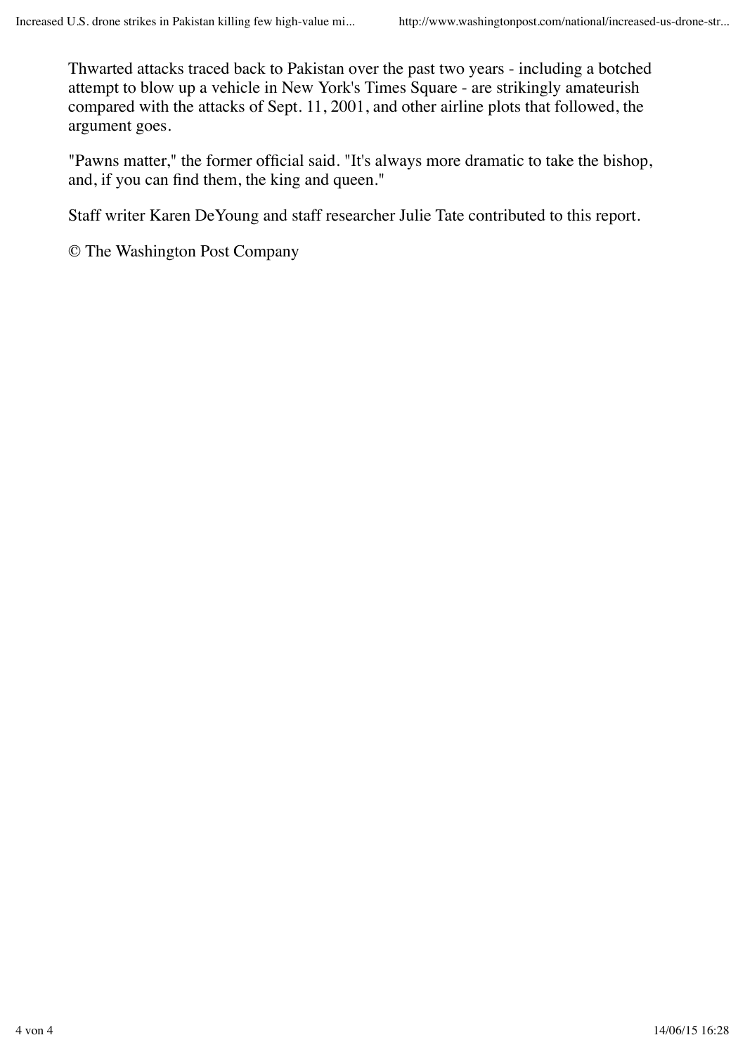Thwarted attacks traced back to Pakistan over the past two years - including a botched attempt to blow up a vehicle in New York's Times Square - are strikingly amateurish compared with the attacks of Sept. 11, 2001, and other airline plots that followed, the argument goes.

"Pawns matter," the former official said. "It's always more dramatic to take the bishop, and, if you can find them, the king and queen."

Staff writer Karen DeYoung and staff researcher Julie Tate contributed to this report.

© The Washington Post Company